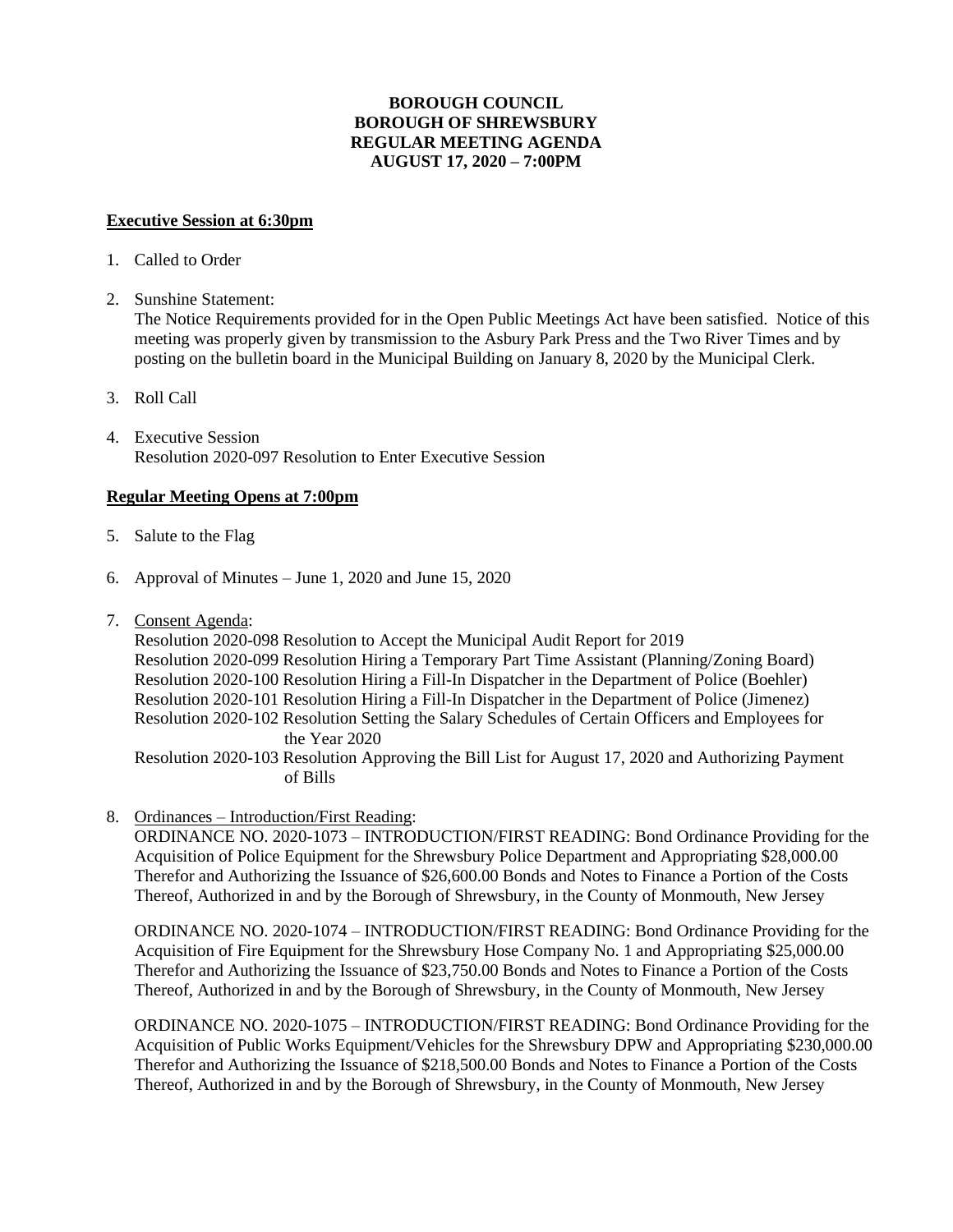# BOROUGH COUNCIL
# BOROUGH OF SHREWSBURY
# REGULAR MEETING AGENDA
# AUGUST 17, 2020 – 7:00PM

**Executive Session at 6:30pm**

1. Called to Order

2. Sunshine Statement:
   The Notice Requirements provided for in the Open Public Meetings Act have been satisfied. Notice of this meeting was properly given by transmission to the Asbury Park Press and the Two River Times and by posting on the bulletin board in the Municipal Building on January 8, 2020 by the Municipal Clerk.

3. Roll Call

4. Executive Session
   Resolution 2020-097 Resolution to Enter Executive Session

**Regular Meeting Opens at 7:00pm**

5. Salute to the Flag

6. Approval of Minutes – June 1, 2020 and June 15, 2020

7. Consent Agenda:
   Resolution 2020-098 Resolution to Accept the Municipal Audit Report for 2019
   Resolution 2020-099 Resolution Hiring a Temporary Part Time Assistant (Planning/Zoning Board)
   Resolution 2020-100 Resolution Hiring a Fill-In Dispatcher in the Department of Police (Boehler)
   Resolution 2020-101 Resolution Hiring a Fill-In Dispatcher in the Department of Police (Jimenez)
   Resolution 2020-102 Resolution Setting the Salary Schedules of Certain Officers and Employees for the Year 2020
   Resolution 2020-103 Resolution Approving the Bill List for August 17, 2020 and Authorizing Payment of Bills

8. Ordinances – Introduction/First Reading:
   ORDINANCE NO. 2020-1073 – INTRODUCTION/FIRST READING: Bond Ordinance Providing for the Acquisition of Police Equipment for the Shrewsbury Police Department and Appropriating $28,000.00 Therefor and Authorizing the Issuance of $26,600.00 Bonds and Notes to Finance a Portion of the Costs Thereof, Authorized in and by the Borough of Shrewsbury, in the County of Monmouth, New Jersey

   ORDINANCE NO. 2020-1074 – INTRODUCTION/FIRST READING: Bond Ordinance Providing for the Acquisition of Fire Equipment for the Shrewsbury Hose Company No. 1 and Appropriating $25,000.00 Therefor and Authorizing the Issuance of $23,750.00 Bonds and Notes to Finance a Portion of the Costs Thereof, Authorized in and by the Borough of Shrewsbury, in the County of Monmouth, New Jersey

   ORDINANCE NO. 2020-1075 – INTRODUCTION/FIRST READING: Bond Ordinance Providing for the Acquisition of Public Works Equipment/Vehicles for the Shrewsbury DPW and Appropriating $230,000.00 Therefor and Authorizing the Issuance of $218,500.00 Bonds and Notes to Finance a Portion of the Costs Thereof, Authorized in and by the Borough of Shrewsbury, in the County of Monmouth, New Jersey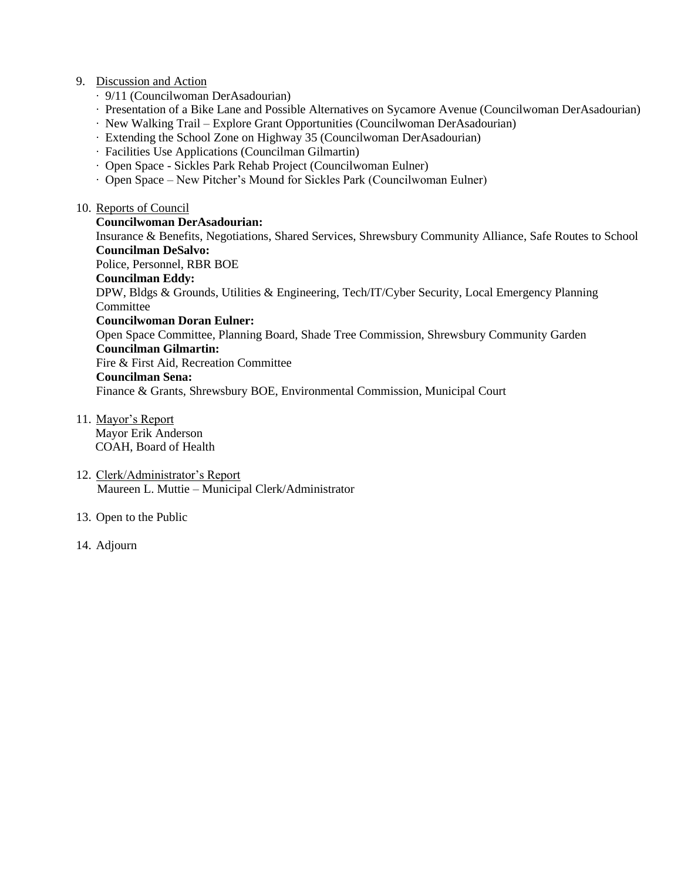9. Discussion and Action
   - 9/11 (Councilwoman DerAsadourian)
   - Presentation of a Bike Lane and Possible Alternatives on Sycamore Avenue (Councilwoman DerAsadourian)
   - New Walking Trail – Explore Grant Opportunities (Councilwoman DerAsadourian)
   - Extending the School Zone on Highway 35 (Councilwoman DerAsadourian)
   - Facilities Use Applications (Councilman Gilmartin)
   - Open Space - Sickles Park Rehab Project (Councilwoman Eulner)
   - Open Space – New Pitcher's Mound for Sickles Park (Councilwoman Eulner)

10. Reports of Council

    **Councilwoman DerAsadourian:**
    Insurance & Benefits, Negotiations, Shared Services, Shrewsbury Community Alliance, Safe Routes to School

    **Councilman DeSalvo:**
    Police, Personnel, RBR BOE

    **Councilman Eddy:**
    DPW, Bldgs & Grounds, Utilities & Engineering, Tech/IT/Cyber Security, Local Emergency Planning Committee

    **Councilwoman Doran Eulner:**
    Open Space Committee, Planning Board, Shade Tree Commission, Shrewsbury Community Garden

    **Councilman Gilmartin:**
    Fire & First Aid, Recreation Committee

    **Councilman Sena:**
    Finance & Grants, Shrewsbury BOE, Environmental Commission, Municipal Court

11. Mayor's Report
    Mayor Erik Anderson
    COAH, Board of Health

12. Clerk/Administrator's Report
    Maureen L. Muttie – Municipal Clerk/Administrator

13. Open to the Public

14. Adjourn